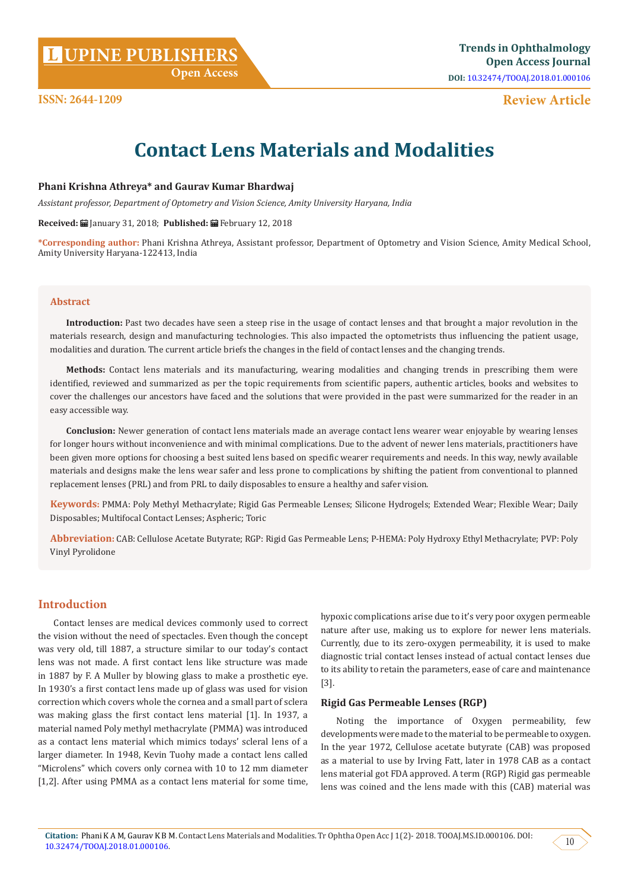ISSN: 2644-1209

Review Article

# Contact Lens Materials and Modalities

**Phani Krishna Athreya\* and Gaurav Kumar Bhardwaj**

*Assistant professor, Department of Optometry and Vision Science, Amity University Haryana, India*

**Received:** January 31, 2018; **Published:** February 12, 2018

**\*Corresponding author:** Phani Krishna Athreya, Assistant professor, Department of Optometry and Vision Science, Amity Medical School, Amity University Haryana-122413, India

## Abstract

**Introduction:** Past two decades have seen a steep rise in the usage of contact lenses and that brought a major revolution in the materials research, design and manufacturing technologies. This also impacted the optometrists thus influencing the patient usage, modalities and duration. The current article briefs the changes in the field of contact lenses and the changing trends.

**Methods:** Contact lens materials and its manufacturing, wearing modalities and changing trends in prescribing them were identified, reviewed and summarized as per the topic requirements from scientific papers, authentic articles, books and websites to cover the challenges our ancestors have faced and the solutions that were provided in the past were summarized for the reader in an easy accessible way.

**Conclusion:** Newer generation of contact lens materials made an average contact lens wearer wear enjoyable by wearing lenses for longer hours without inconvenience and with minimal complications. Due to the advent of newer lens materials, practitioners have been given more options for choosing a best suited lens based on specific wearer requirements and needs. In this way, newly available materials and designs make the lens wear safer and less prone to complications by shifting the patient from conventional to planned replacement lenses (PRL) and from PRL to daily disposables to ensure a healthy and safer vision.

**Keywords:** PMMA: Poly Methyl Methacrylate; Rigid Gas Permeable Lenses; Silicone Hydrogels; Extended Wear; Flexible Wear; Daily Disposables; Multifocal Contact Lenses; Aspheric; Toric

**Abbreviation:** CAB: Cellulose Acetate Butyrate; RGP: Rigid Gas Permeable Lens; P-HEMA: Poly Hydroxy Ethyl Methacrylate; PVP: Poly Vinyl Pyrolidone

## Introduction

Contact lenses are medical devices commonly used to correct the vision without the need of spectacles. Even though the concept was very old, till 1887, a structure similar to our today's contact lens was not made. A first contact lens like structure was made in 1887 by F. A Muller by blowing glass to make a prosthetic eye. In 1930's a first contact lens made up of glass was used for vision correction which covers whole the cornea and a small part of sclera was making glass the first contact lens material [1]. In 1937, a material named Poly methyl methacrylate (PMMA) was introduced as a contact lens material which mimics todays' scleral lens of a larger diameter. In 1948, Kevin Tuohy made a contact lens called "Microlens" which covers only cornea with 10 to 12 mm diameter [1,2]. After using PMMA as a contact lens material for some time, hypoxic complications arise due to it's very poor oxygen permeable nature after use, making us to explore for newer lens materials. Currently, due to its zero-oxygen permeability, it is used to make diagnostic trial contact lenses instead of actual contact lenses due to its ability to retain the parameters, ease of care and maintenance [3].

### Rigid Gas Permeable Lenses (RGP)

Noting the importance of Oxygen permeability, few developments were made to the material to be permeable to oxygen. In the year 1972, Cellulose acetate butyrate (CAB) was proposed as a material to use by Irving Fatt, later in 1978 CAB as a contact lens material got FDA approved. A term (RGP) Rigid gas permeable lens was coined and the lens made with this (CAB) material was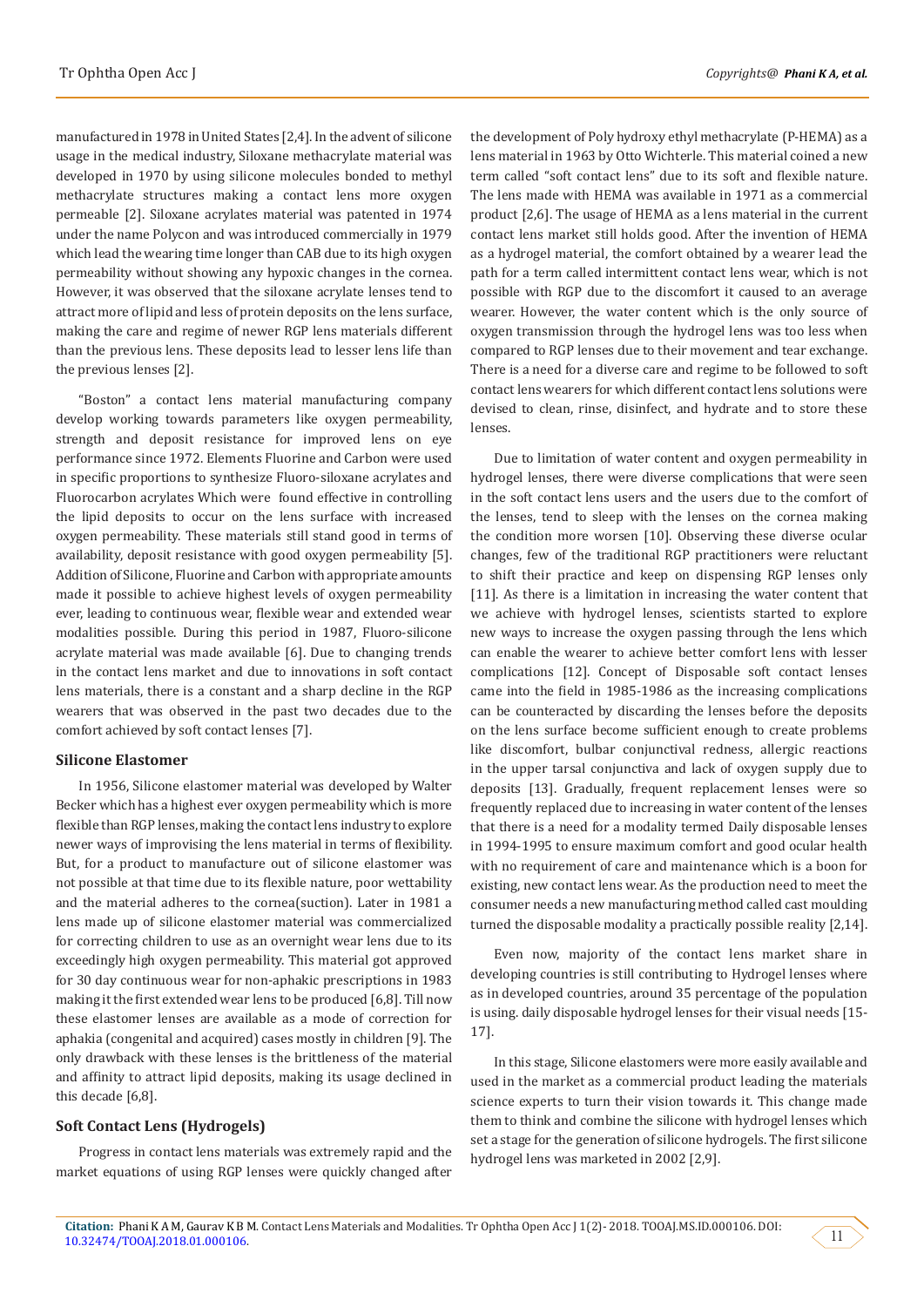manufactured in 1978 in United States [2,4]. In the advent of silicone usage in the medical industry, Siloxane methacrylate material was developed in 1970 by using silicone molecules bonded to methyl methacrylate structures making a contact lens more oxygen permeable [2]. Siloxane acrylates material was patented in 1974 under the name Polycon and was introduced commercially in 1979 which lead the wearing time longer than CAB due to its high oxygen permeability without showing any hypoxic changes in the cornea. However, it was observed that the siloxane acrylate lenses tend to attract more of lipid and less of protein deposits on the lens surface, making the care and regime of newer RGP lens materials different than the previous lens. These deposits lead to lesser lens life than the previous lenses [2].

"Boston" a contact lens material manufacturing company develop working towards parameters like oxygen permeability, strength and deposit resistance for improved lens on eye performance since 1972. Elements Fluorine and Carbon were used in specific proportions to synthesize Fluoro-siloxane acrylates and Fluorocarbon acrylates Which were found effective in controlling the lipid deposits to occur on the lens surface with increased oxygen permeability. These materials still stand good in terms of availability, deposit resistance with good oxygen permeability [5]. Addition of Silicone, Fluorine and Carbon with appropriate amounts made it possible to achieve highest levels of oxygen permeability ever, leading to continuous wear, flexible wear and extended wear modalities possible. During this period in 1987, Fluoro-silicone acrylate material was made available [6]. Due to changing trends in the contact lens market and due to innovations in soft contact lens materials, there is a constant and a sharp decline in the RGP wearers that was observed in the past two decades due to the comfort achieved by soft contact lenses [7].

## Silicone Elastomer

In 1956, Silicone elastomer material was developed by Walter Becker which has a highest ever oxygen permeability which is more flexible than RGP lenses, making the contact lens industry to explore newer ways of improvising the lens material in terms of flexibility. But, for a product to manufacture out of silicone elastomer was not possible at that time due to its flexible nature, poor wettability and the material adheres to the cornea(suction). Later in 1981 a lens made up of silicone elastomer material was commercialized for correcting children to use as an overnight wear lens due to its exceedingly high oxygen permeability. This material got approved for 30 day continuous wear for non-aphakic prescriptions in 1983 making it the first extended wear lens to be produced [6,8]. Till now these elastomer lenses are available as a mode of correction for aphakia (congenital and acquired) cases mostly in children [9]. The only drawback with these lenses is the brittleness of the material and affinity to attract lipid deposits, making its usage declined in this decade [6,8].

## Soft Contact Lens (Hydrogels)

Progress in contact lens materials was extremely rapid and the market equations of using RGP lenses were quickly changed after the development of Poly hydroxy ethyl methacrylate (P-HEMA) as a lens material in 1963 by Otto Wichterle. This material coined a new term called "soft contact lens" due to its soft and flexible nature. The lens made with HEMA was available in 1971 as a commercial product [2,6]. The usage of HEMA as a lens material in the current contact lens market still holds good. After the invention of HEMA as a hydrogel material, the comfort obtained by a wearer lead the path for a term called intermittent contact lens wear, which is not possible with RGP due to the discomfort it caused to an average wearer. However, the water content which is the only source of oxygen transmission through the hydrogel lens was too less when compared to RGP lenses due to their movement and tear exchange. There is a need for a diverse care and regime to be followed to soft contact lens wearers for which different contact lens solutions were devised to clean, rinse, disinfect, and hydrate and to store these lenses.

Due to limitation of water content and oxygen permeability in hydrogel lenses, there were diverse complications that were seen in the soft contact lens users and the users due to the comfort of the lenses, tend to sleep with the lenses on the cornea making the condition more worsen [10]. Observing these diverse ocular changes, few of the traditional RGP practitioners were reluctant to shift their practice and keep on dispensing RGP lenses only [11]. As there is a limitation in increasing the water content that we achieve with hydrogel lenses, scientists started to explore new ways to increase the oxygen passing through the lens which can enable the wearer to achieve better comfort lens with lesser complications [12]. Concept of Disposable soft contact lenses came into the field in 1985-1986 as the increasing complications can be counteracted by discarding the lenses before the deposits on the lens surface become sufficient enough to create problems like discomfort, bulbar conjunctival redness, allergic reactions in the upper tarsal conjunctiva and lack of oxygen supply due to deposits [13]. Gradually, frequent replacement lenses were so frequently replaced due to increasing in water content of the lenses that there is a need for a modality termed Daily disposable lenses in 1994-1995 to ensure maximum comfort and good ocular health with no requirement of care and maintenance which is a boon for existing, new contact lens wear. As the production need to meet the consumer needs a new manufacturing method called cast moulding turned the disposable modality a practically possible reality [2,14].

Even now, majority of the contact lens market share in developing countries is still contributing to Hydrogel lenses where as in developed countries, around 35 percentage of the population is using. daily disposable hydrogel lenses for their visual needs [15-17].

In this stage, Silicone elastomers were more easily available and used in the market as a commercial product leading the materials science experts to turn their vision towards it. This change made them to think and combine the silicone with hydrogel lenses which set a stage for the generation of silicone hydrogels. The first silicone hydrogel lens was marketed in 2002 [2,9].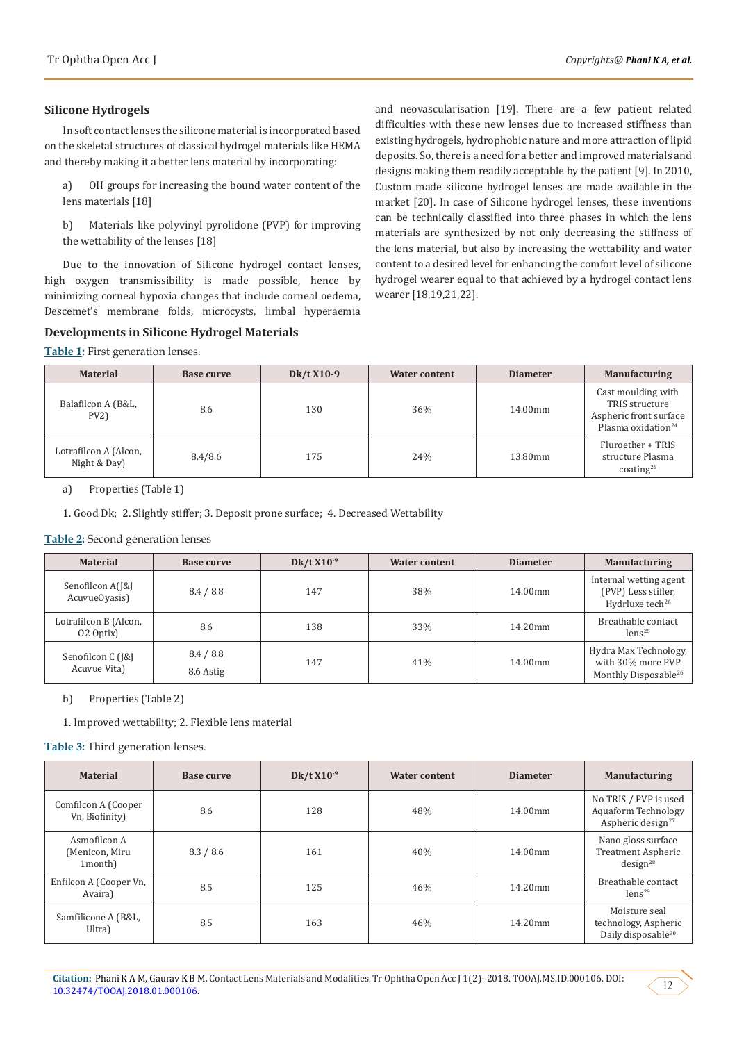### Silicone Hydrogels

In soft contact lenses the silicone material is incorporated based on the skeletal structures of classical hydrogel materials like HEMA and thereby making it a better lens material by incorporating:

a) OH groups for increasing the bound water content of the lens materials [18]

b) Materials like polyvinyl pyrolidone (PVP) for improving the wettability of the lenses [18]

Due to the innovation of Silicone hydrogel contact lenses, high oxygen transmissibility is made possible, hence by minimizing corneal hypoxia changes that include corneal oedema, Descemet's membrane folds, microcysts, limbal hyperaemia and neovascularisation [19]. There are a few patient related difficulties with these new lenses due to increased stiffness than existing hydrogels, hydrophobic nature and more attraction of lipid deposits. So, there is a need for a better and improved materials and designs making them readily acceptable by the patient [9]. In 2010, Custom made silicone hydrogel lenses are made available in the market [20]. In case of Silicone hydrogel lenses, these inventions can be technically classified into three phases in which the lens materials are synthesized by not only decreasing the stiffness of the lens material, but also by increasing the wettability and water content to a desired level for enhancing the comfort level of silicone hydrogel wearer equal to that achieved by a hydrogel contact lens wearer [18,19,21,22].

### Developments in Silicone Hydrogel Materials

**Table 1:** First generation lenses.

| Material | Base curve | Dk/t X10-9 | Water content | Diameter | Manufacturing |
|---|---|---|---|---|---|
| Balafilcon A (B&L, PV2) | 8.6 | 130 | 36% | 14.00mm | Cast moulding with TRIS structure Aspheric front surface Plasma oxidation[24] |
| Lotrafilcon A (Alcon, Night & Day) | 8.4/8.6 | 175 | 24% | 13.80mm | Fluroether + TRIS structure Plasma coating[25] |

a) Properties (Table 1)

1. Good Dk; 2. Slightly stiffer; 3. Deposit prone surface; 4. Decreased Wettability

**Table 2:** Second generation lenses

| Material | Base curve | Dk/t $X10^{-9}$ | Water content | Diameter | Manufacturing |
|---|---|---|---|---|---|
| Senofilcon A(J&J AcvueOyasis) | 8.4 / 8.8 | 147 | 38% | 14.00mm | Internal wetting agent (PVP) Less stiffer, Hydrluxe tech[26] |
| Lotrafilcon B (Alcon, O2 Optix) | 8.6 | 138 | 33% | 14.20mm | Breathable contact lens[25] |
| Senofilcon C (J&J Acuvue Vita) | 8.4 / 8.8<br>8.6 Astig | 147 | 41% | 14.00mm | Hydra Max Technology, with 30% more PVP Monthly Disposable[26] |

b) Properties (Table 2)

1. Improved wettability; 2. Flexible lens material

**Table 3:** Third generation lenses.

| Material | Base curve | Dk/t $X10^{-9}$ | Water content | Diameter | Manufacturing |
|---|---|---|---|---|---|
| Comfilcon A (Cooper Vn, Biofinity) | 8.6 | 128 | 48% | 14.00mm | No TRIS / PVP is used Aquaform Technology Aspheric design[27] |
| Asmofilcon A (Menicon, Miru 1month) | 8.3 / 8.6 | 161 | 40% | 14.00mm | Nano gloss surface Treatment Aspheric design[28] |
| Enfilcon A (Cooper Vn, Avaira) | 8.5 | 125 | 46% | 14.20mm | Breathable contact lens[29] |
| Samfilicone A (B&L, Ultra) | 8.5 | 163 | 46% | 14.20mm | Moisture seal technology, Aspheric Daily disposable[30] |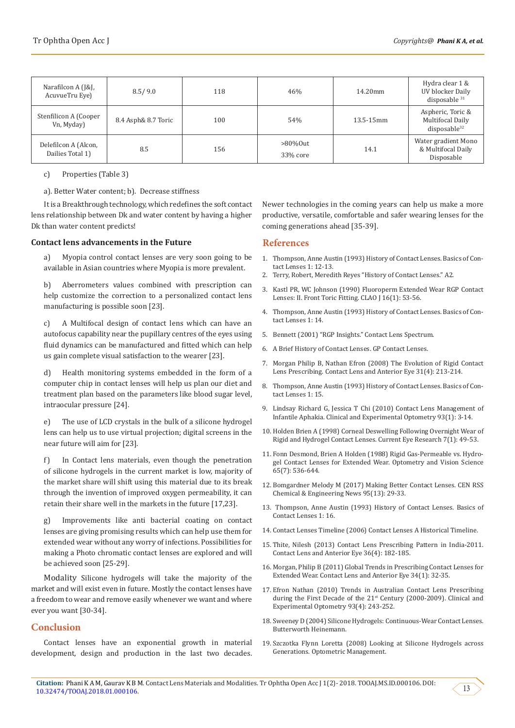| Narafilcon A (J&J, AcuvueTru Eye) | 8.5/ 9.0 | 118 | 46% | 14.20mm | Hydra clear 1 & UV blocker Daily disposable [31] |
|---|---|---|---|---|---|
| Stenfilicon A (Cooper Vn, Myday) | 8.4 Asph& 8.7 Toric | 100 | 54% | 13.5-15mm | Aspheric, Toric & Multifocal Daily disposable[32] |
| Delefilcon A (Alcon, Dailies Total 1) | 8.5 | 156 | >80%Out 33% core | 14.1 | Water gradient Mono & Multifocal Daily Disposable |

c) Properties (Table 3)

a). Better Water content; b). Decrease stiffness

It is a Breakthrough technology, which redefines the soft contact lens relationship between Dk and water content by having a higher Dk than water content predicts!

**Contact lens advancements in the Future**

a) Myopia control contact lenses are very soon going to be available in Asian countries where Myopia is more prevalent.

b) Aberrometers values combined with prescription can help customize the correction to a personalized contact lens manufacturing is possible soon [23].

c) A Multifocal design of contact lens which can have an autofocus capability near the pupillary centres of the eyes using fluid dynamics can be manufactured and fitted which can help us gain complete visual satisfaction to the wearer [23].

d) Health monitoring systems embedded in the form of a computer chip in contact lenses will help us plan our diet and treatment plan based on the parameters like blood sugar level, intraocular pressure [24].

e) The use of LCD crystals in the bulk of a silicone hydrogel lens can help us to use virtual projection; digital screens in the near future will aim for [23].

f) In Contact lens materials, even though the penetration of silicone hydrogels in the current market is low, majority of the market share will shift using this material due to its break through the invention of improved oxygen permeability, it can retain their share well in the markets in the future [17,23].

g) Improvements like anti bacterial coating on contact lenses are giving promising results which can help use them for extended wear without any worry of infections. Possibilities for making a Photo chromatic contact lenses are explored and will be achieved soon [25-29].

Modality Silicone hydrogels will take the majority of the market and will exist even in future. Mostly the contact lenses have a freedom to wear and remove easily whenever we want and where ever you want [30-34].

## Conclusion

Contact lenses have an exponential growth in material development, design and production in the last two decades. Newer technologies in the coming years can help us make a more productive, versatile, comfortable and safer wearing lenses for the coming generations ahead [35-39].

## References

1. Thompson, Anne Austin (1993) History of Contact Lenses. Basics of Contact Lenses 1: 12-13.
2. Terry, Robert, Meredith Reyes "History of Contact Lenses." A2.
3. Kastl PR, WC Johnson (1990) Fluoroperm Extended Wear RGP Contact Lenses: II. Front Toric Fitting. CLAO J 16(1): 53-56.
4. Thompson, Anne Austin (1993) History of Contact Lenses. Basics of Contact Lenses 1: 14.
5. Bennett (2001) "RGP Insights." Contact Lens Spectrum.
6. A Brief History of Contact Lenses. GP Contact Lenses.
7. Morgan Philip B, Nathan Efron (2008) The Evolution of Rigid Contact Lens Prescribing. Contact Lens and Anterior Eye 31(4): 213-214.
8. Thompson, Anne Austin (1993) History of Contact Lenses. Basics of Contact Lenses 1: 15.
9. Lindsay Richard G, Jessica T Chi (2010) Contact Lens Management of Infantile Aphakia. Clinical and Experimental Optometry 93(1): 3-14.
10. Holden Brien A (1998) Corneal Deswelling Following Overnight Wear of Rigid and Hydrogel Contact Lenses. Current Eye Research 7(1): 49-53.
11. Fonn Desmond, Brien A Holden (1988) Rigid Gas-Permeable vs. Hydrogel Contact Lenses for Extended Wear. Optometry and Vision Science 65(7): 536-644.
12. Bomgardner Melody M (2017) Making Better Contact Lenses. CEN RSS Chemical & Engineering News 95(13): 29-33.
13. Thompson, Anne Austin (1993) History of Contact Lenses. Basics of Contact Lenses 1: 16.
14. Contact Lenses Timeline (2006) Contact Lenses A Historical Timeline.
15. Thite, Nilesh (2013) Contact Lens Prescribing Pattern in India-2011. Contact Lens and Anterior Eye 36(4): 182-185.
16. Morgan, Philip B (2011) Global Trends in Prescribing Contact Lenses for Extended Wear. Contact Lens and Anterior Eye 34(1): 32-35.
17. Efron Nathan (2010) Trends in Australian Contact Lens Prescribing during the First Decade of the 21st Century (2000-2009). Clinical and Experimental Optometry 93(4): 243-252.
18. Sweeney D (2004) Silicone Hydrogels: Continuous-Wear Contact Lenses. Butterworth Heinemann.
19. Szczotka Flynn Loretta (2008) Looking at Silicone Hydrogels across Generations. Optometric Management.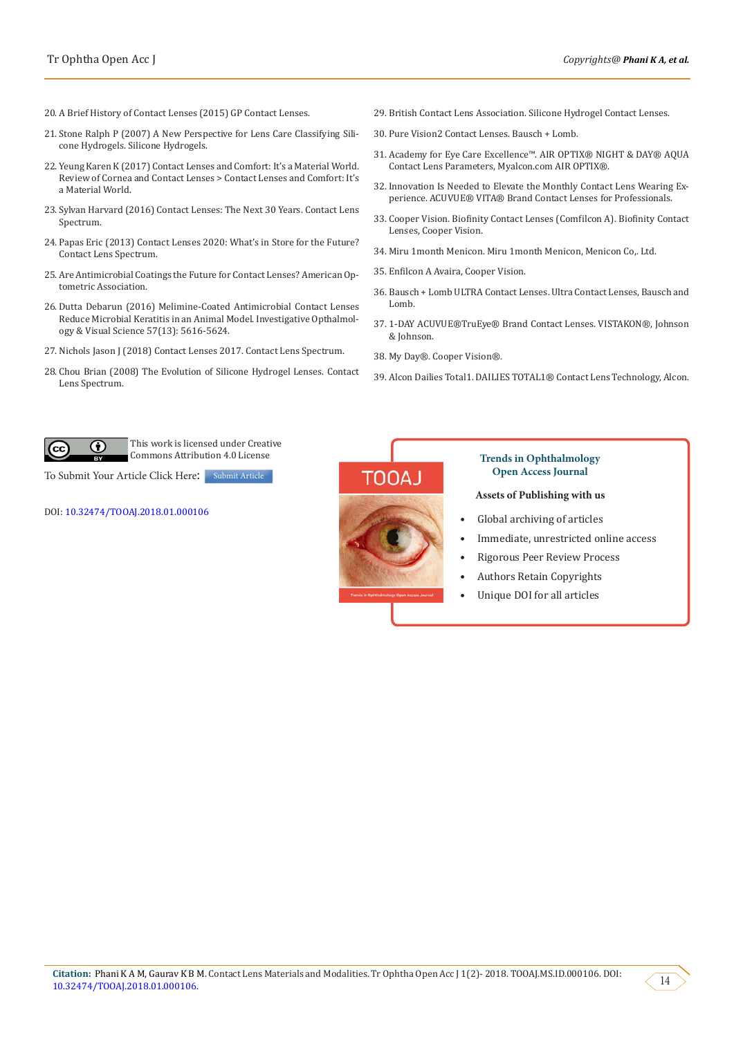20. A Brief History of Contact Lenses (2015) GP Contact Lenses.
21. Stone Ralph P (2007) A New Perspective for Lens Care Classifying Silicone Hydrogels. Silicone Hydrogels.
22. Yeung Karen K (2017) Contact Lenses and Comfort: It's a Material World. Review of Cornea and Contact Lenses > Contact Lenses and Comfort: It's a Material World.
23. Sylvan Harvard (2016) Contact Lenses: The Next 30 Years. Contact Lens Spectrum.
24. Papas Eric (2013) Contact Lenses 2020: What's in Store for the Future? Contact Lens Spectrum.
25. Are Antimicrobial Coatings the Future for Contact Lenses? American Optometric Association.
26. Dutta Debarun (2016) Melimine-Coated Antimicrobial Contact Lenses Reduce Microbial Keratitis in an Animal Model. Investigative Opthalmology & Visual Science 57(13): 5616-5624.
27. Nichols Jason J (2018) Contact Lenses 2017. Contact Lens Spectrum.
28. Chou Brian (2008) The Evolution of Silicone Hydrogel Lenses. Contact Lens Spectrum.
29. British Contact Lens Association. Silicone Hydrogel Contact Lenses.
30. Pure Vision2 Contact Lenses. Bausch + Lomb.
31. Academy for Eye Care Excellence™. AIR OPTIX® NIGHT & DAY® AQUA Contact Lens Parameters, Myalcon.com AIR OPTIX®.
32. Innovation Is Needed to Elevate the Monthly Contact Lens Wearing Experience. ACUVUE® VITA® Brand Contact Lenses for Professionals.
33. Cooper Vision. Biofinity Contact Lenses (Comfilcon A). Biofinity Contact Lenses, Cooper Vision.
34. Miru 1month Menicon. Miru 1month Menicon, Menicon Co,. Ltd.
35. Enfilcon A Avaira, Cooper Vision.
36. Bausch + Lomb ULTRA Contact Lenses. Ultra Contact Lenses, Bausch and Lomb.
37. 1-DAY ACUVUE®TruEye® Brand Contact Lenses. VISTAKON®, Johnson & Johnson.
38. My Day®. Cooper Vision®.
39. Alcon Dailies Total1. DAILIES TOTAL1® Contact Lens Technology, Alcon.

This work is licensed under Creative Commons Attribution 4.0 License

To Submit Your Article Click Here: Submit Article

DOI: 10.32474/TOOAJ.2018.01.000106

**Trends in Ophthalmology Open Access Journal**

**Assets of Publishing with us**

- Global archiving of articles
- Immediate, unrestricted online access
- Rigorous Peer Review Process
- Authors Retain Copyrights
- Unique DOI for all articles

**Citation:** Phani K A M, Gaurav K B M. Contact Lens Materials and Modalities. Tr Ophtha Open Acc J 1(2)- 2018. TOOAJ.MS.ID.000106. DOI: 10.32474/TOOAJ.2018.01.000106.